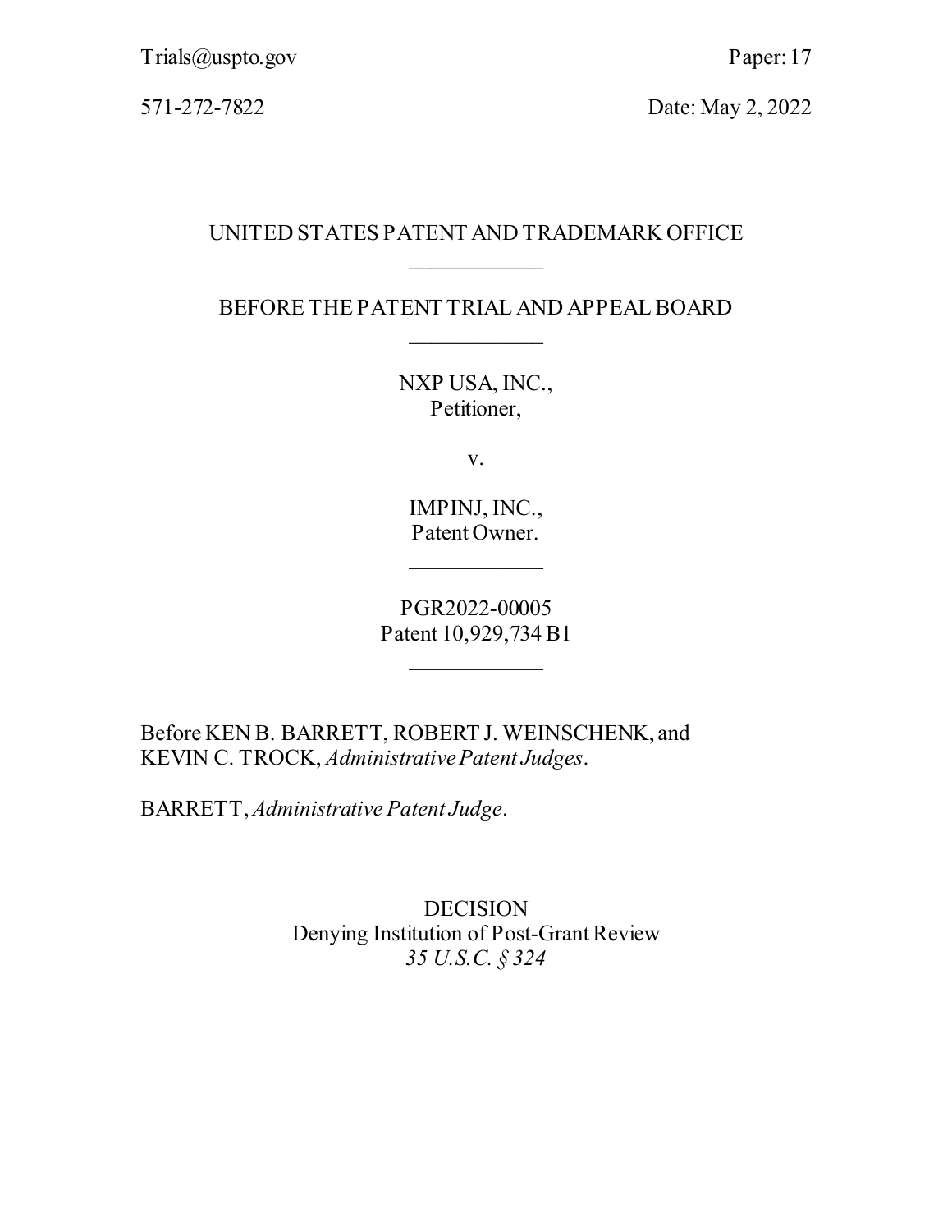Trials@uspto.gov Paper: 17

571-272-7822 Date: May 2, 2022

UNITED STATES PATENT AND TRADEMARK OFFICE

____________

BEFORE THE PATENT TRIAL AND APPEAL BOARD

____________

NXP USA, INC.,
Petitioner,

v.

IMPINJ, INC.,
Patent Owner.

____________

PGR2022-00005
Patent 10,929,734 B1

____________

Before KEN B. BARRETT, ROBERT J. WEINSCHENK, and KEVIN C. TROCK, *Administrative Patent Judges*.

BARRETT, *Administrative Patent Judge*.

DECISION
Denying Institution of Post-Grant Review
*35 U.S.C. § 324*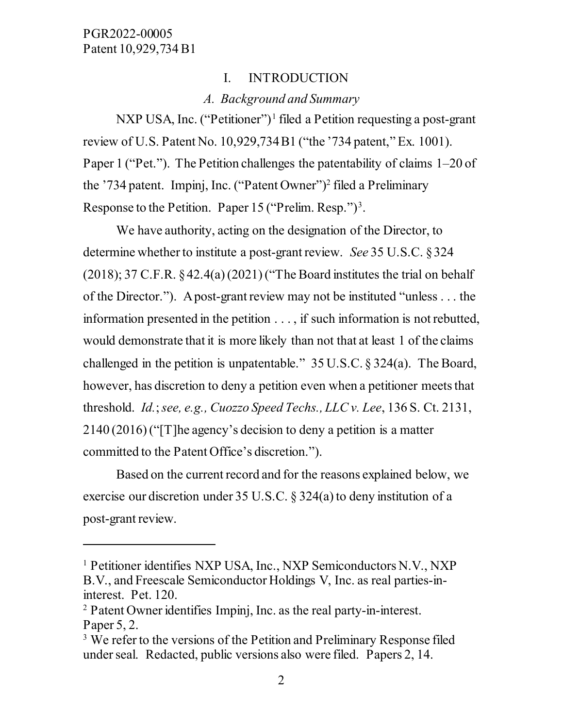# I. INTRODUCTION

## *A. Background and Summary*

NXP USA, Inc. ("Petitioner")[1] filed a Petition requesting a post-grant review of U.S. Patent No. 10,929,734 B1 ("the '734 patent," Ex. 1001). Paper 1 ("Pet."). The Petition challenges the patentability of claims 1–20 of the '734 patent. Impinj, Inc. ("Patent Owner")[2] filed a Preliminary Response to the Petition. Paper 15 ("Prelim. Resp.")[3].

We have authority, acting on the designation of the Director, to determine whether to institute a post-grant review. *See* 35 U.S.C. § 324 (2018); 37 C.F.R. § 42.4(a) (2021) ("The Board institutes the trial on behalf of the Director."). A post-grant review may not be instituted "unless . . . the information presented in the petition . . . , if such information is not rebutted, would demonstrate that it is more likely than not that at least 1 of the claims challenged in the petition is unpatentable." 35 U.S.C. § 324(a). The Board, however, has discretion to deny a petition even when a petitioner meets that threshold. *Id.*; *see, e.g., Cuozzo Speed Techs., LLC v. Lee*, 136 S. Ct. 2131, 2140 (2016) ("[T]he agency's decision to deny a petition is a matter committed to the Patent Office's discretion.").

Based on the current record and for the reasons explained below, we exercise our discretion under 35 U.S.C. § 324(a) to deny institution of a post-grant review.

---

[1] Petitioner identifies NXP USA, Inc., NXP Semiconductors N.V., NXP B.V., and Freescale Semiconductor Holdings V, Inc. as real parties-in-interest. Pet. 120.

[2] Patent Owner identifies Impinj, Inc. as the real party-in-interest. Paper 5, 2.

[3] We refer to the versions of the Petition and Preliminary Response filed under seal. Redacted, public versions also were filed. Papers 2, 14.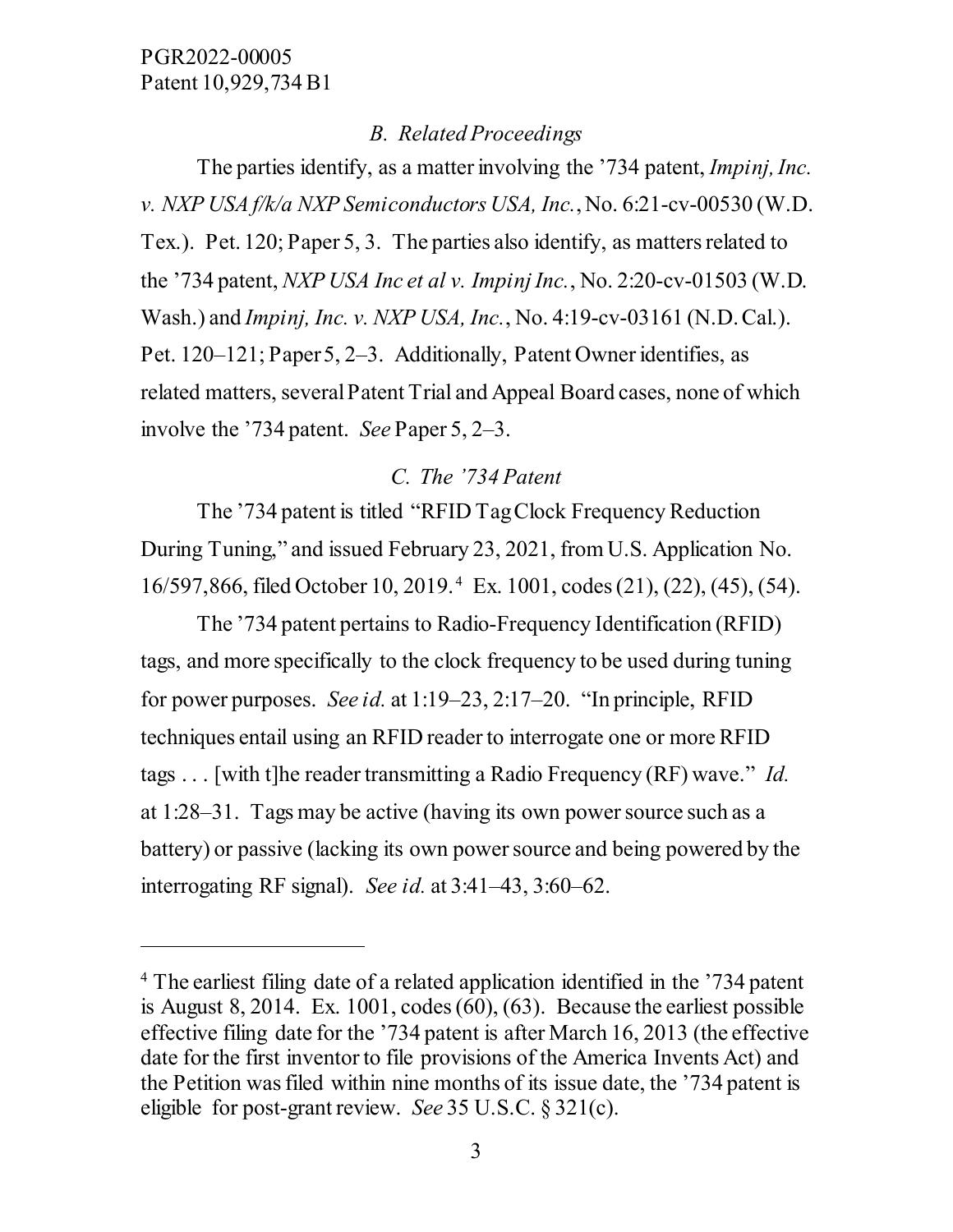### *B. Related Proceedings*

The parties identify, as a matter involving the '734 patent, *Impinj, Inc. v. NXP USA f/k/a NXP Semiconductors USA, Inc.*, No. 6:21-cv-00530 (W.D. Tex.). Pet. 120; Paper 5, 3. The parties also identify, as matters related to the '734 patent, *NXP USA Inc et al v. Impinj Inc.*, No. 2:20-cv-01503 (W.D. Wash.) and *Impinj, Inc. v. NXP USA, Inc.*, No. 4:19-cv-03161 (N.D. Cal.). Pet. 120–121; Paper 5, 2–3. Additionally, Patent Owner identifies, as related matters, several Patent Trial and Appeal Board cases, none of which involve the '734 patent. *See* Paper 5, 2–3.

### *C. The '734 Patent*

The '734 patent is titled "RFID Tag Clock Frequency Reduction During Tuning," and issued February 23, 2021, from U.S. Application No. 16/597,866, filed October 10, 2019.[4] Ex. 1001, codes (21), (22), (45), (54).

The '734 patent pertains to Radio-Frequency Identification (RFID) tags, and more specifically to the clock frequency to be used during tuning for power purposes. *See id.* at 1:19–23, 2:17–20. "In principle, RFID techniques entail using an RFID reader to interrogate one or more RFID tags . . . [with t]he reader transmitting a Radio Frequency (RF) wave." *Id.* at 1:28–31. Tags may be active (having its own power source such as a battery) or passive (lacking its own power source and being powered by the interrogating RF signal). *See id.* at 3:41–43, 3:60–62.

---

[4] The earliest filing date of a related application identified in the '734 patent is August 8, 2014. Ex. 1001, codes (60), (63). Because the earliest possible effective filing date for the '734 patent is after March 16, 2013 (the effective date for the first inventor to file provisions of the America Invents Act) and the Petition was filed within nine months of its issue date, the '734 patent is eligible for post-grant review. *See* 35 U.S.C. § 321(c).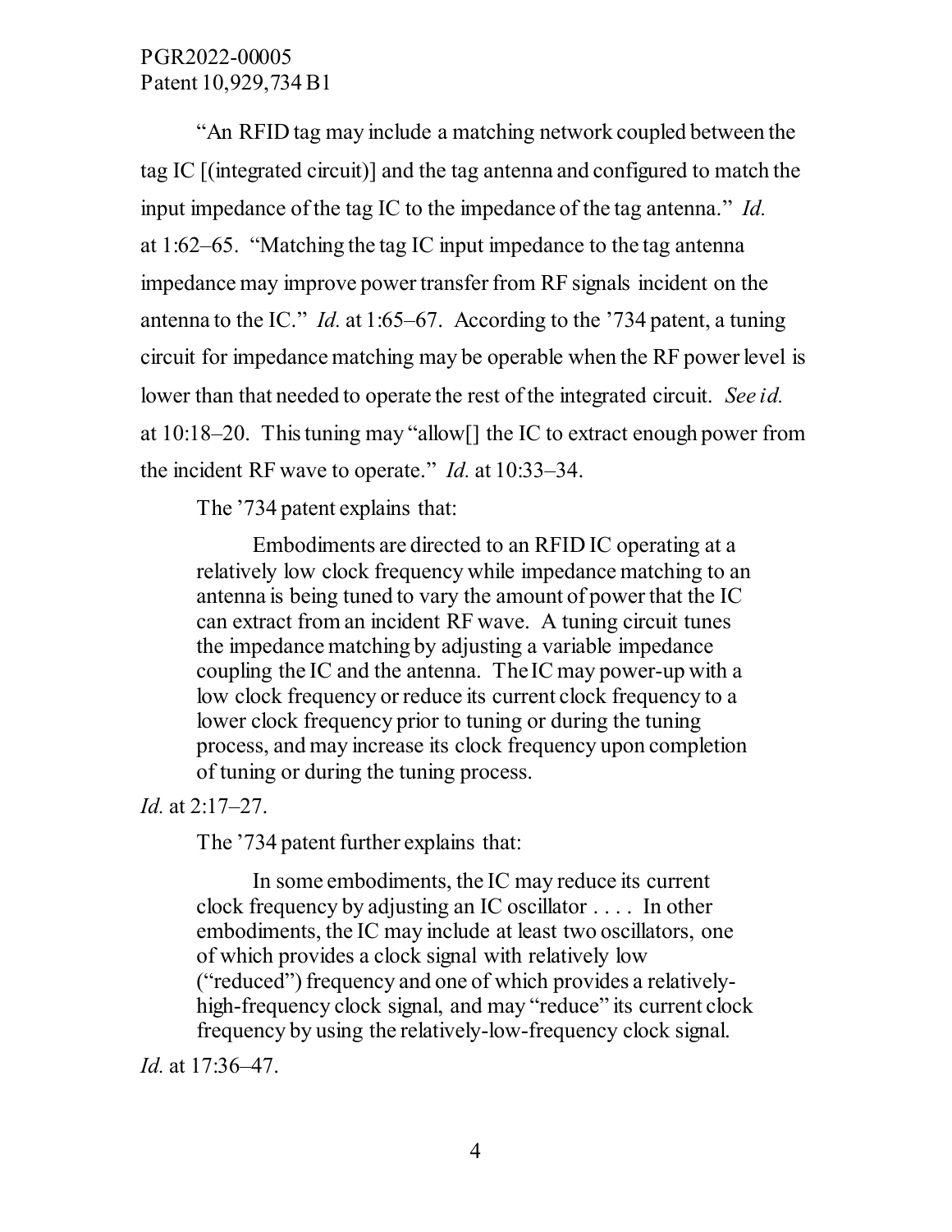"An RFID tag may include a matching network coupled between the tag IC [(integrated circuit)] and the tag antenna and configured to match the input impedance of the tag IC to the impedance of the tag antenna." *Id.* at 1:62–65. "Matching the tag IC input impedance to the tag antenna impedance may improve power transfer from RF signals incident on the antenna to the IC." *Id.* at 1:65–67. According to the '734 patent, a tuning circuit for impedance matching may be operable when the RF power level is lower than that needed to operate the rest of the integrated circuit. *See id.* at 10:18–20. This tuning may "allow[] the IC to extract enough power from the incident RF wave to operate." *Id.* at 10:33–34.

The '734 patent explains that:

> Embodiments are directed to an RFID IC operating at a relatively low clock frequency while impedance matching to an antenna is being tuned to vary the amount of power that the IC can extract from an incident RF wave. A tuning circuit tunes the impedance matching by adjusting a variable impedance coupling the IC and the antenna. The IC may power-up with a low clock frequency or reduce its current clock frequency to a lower clock frequency prior to tuning or during the tuning process, and may increase its clock frequency upon completion of tuning or during the tuning process.

*Id.* at 2:17–27.

The '734 patent further explains that:

> In some embodiments, the IC may reduce its current clock frequency by adjusting an IC oscillator . . . . In other embodiments, the IC may include at least two oscillators, one of which provides a clock signal with relatively low ("reduced") frequency and one of which provides a relatively-high-frequency clock signal, and may "reduce" its current clock frequency by using the relatively-low-frequency clock signal.

*Id.* at 17:36–47.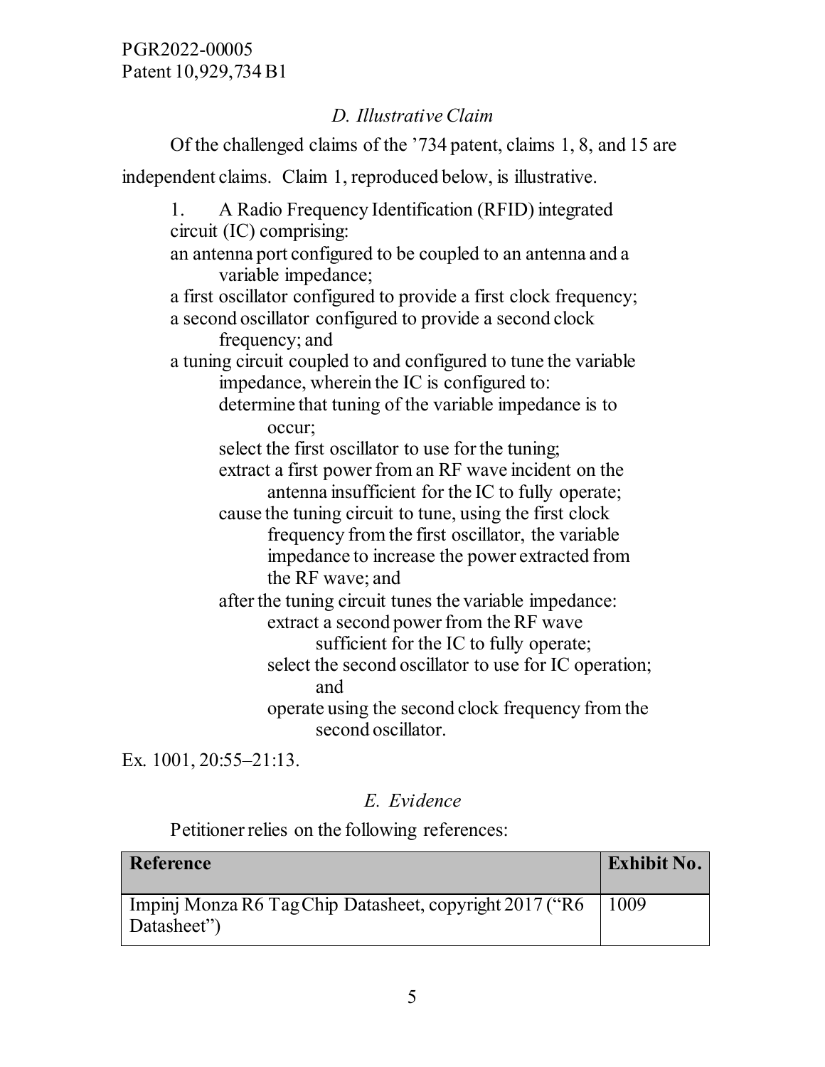### *D. Illustrative Claim*

Of the challenged claims of the '734 patent, claims 1, 8, and 15 are independent claims. Claim 1, reproduced below, is illustrative.

> 1. A Radio Frequency Identification (RFID) integrated circuit (IC) comprising:
>
> an antenna port configured to be coupled to an antenna and a variable impedance;
>
> a first oscillator configured to provide a first clock frequency;
>
> a second oscillator configured to provide a second clock frequency; and
>
> a tuning circuit coupled to and configured to tune the variable impedance, wherein the IC is configured to:
>
> > determine that tuning of the variable impedance is to occur;
> >
> > select the first oscillator to use for the tuning;
> >
> > extract a first power from an RF wave incident on the antenna insufficient for the IC to fully operate;
> >
> > cause the tuning circuit to tune, using the first clock frequency from the first oscillator, the variable impedance to increase the power extracted from the RF wave; and
> >
> > after the tuning circuit tunes the variable impedance:
> >
> > > extract a second power from the RF wave sufficient for the IC to fully operate;
> > >
> > > select the second oscillator to use for IC operation; and
> > >
> > > operate using the second clock frequency from the second oscillator.

Ex. 1001, 20:55–21:13.

### *E. Evidence*

Petitioner relies on the following references:

| Reference | Exhibit No. |
|---|---|
| Impinj Monza R6 Tag Chip Datasheet, copyright 2017 ("R6 Datasheet") | 1009 |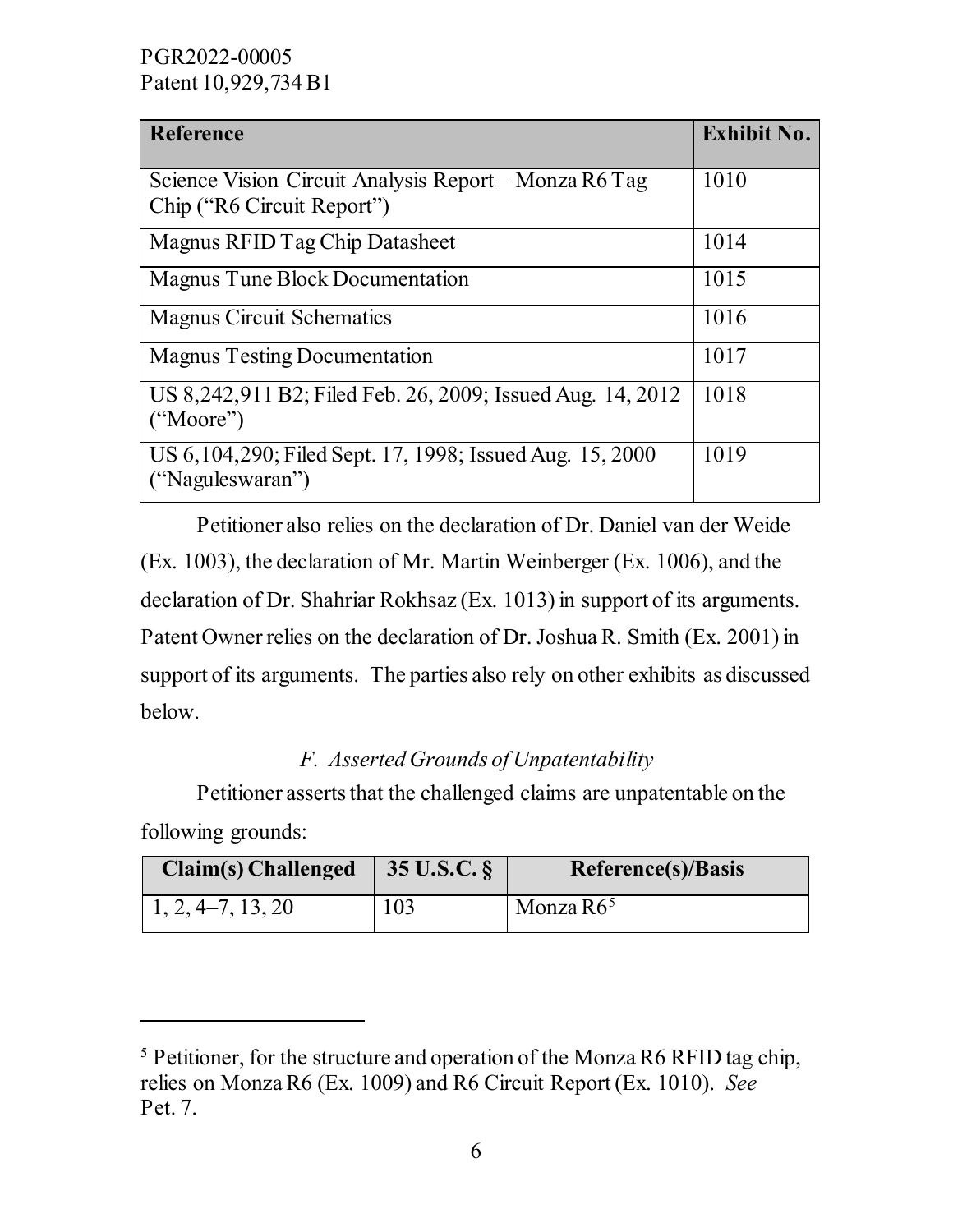| Reference | Exhibit No. |
| --- | --- |
| Science Vision Circuit Analysis Report – Monza R6 Tag Chip ("R6 Circuit Report") | 1010 |
| Magnus RFID Tag Chip Datasheet | 1014 |
| Magnus Tune Block Documentation | 1015 |
| Magnus Circuit Schematics | 1016 |
| Magnus Testing Documentation | 1017 |
| US 8,242,911 B2; Filed Feb. 26, 2009; Issued Aug. 14, 2012 ("Moore") | 1018 |
| US 6,104,290; Filed Sept. 17, 1998; Issued Aug. 15, 2000 ("Naguleswaran") | 1019 |

Petitioner also relies on the declaration of Dr. Daniel van der Weide (Ex. 1003), the declaration of Mr. Martin Weinberger (Ex. 1006), and the declaration of Dr. Shahriar Rokhsaz (Ex. 1013) in support of its arguments. Patent Owner relies on the declaration of Dr. Joshua R. Smith (Ex. 2001) in support of its arguments. The parties also rely on other exhibits as discussed below.

### *F. Asserted Grounds of Unpatentability*

Petitioner asserts that the challenged claims are unpatentable on the following grounds:

| Claim(s) Challenged | 35 U.S.C. § | Reference(s)/Basis |
| --- | --- | --- |
| 1, 2, 4–7, 13, 20 | 103 | Monza R6[5] |

[5] Petitioner, for the structure and operation of the Monza R6 RFID tag chip, relies on Monza R6 (Ex. 1009) and R6 Circuit Report (Ex. 1010). *See* Pet. 7.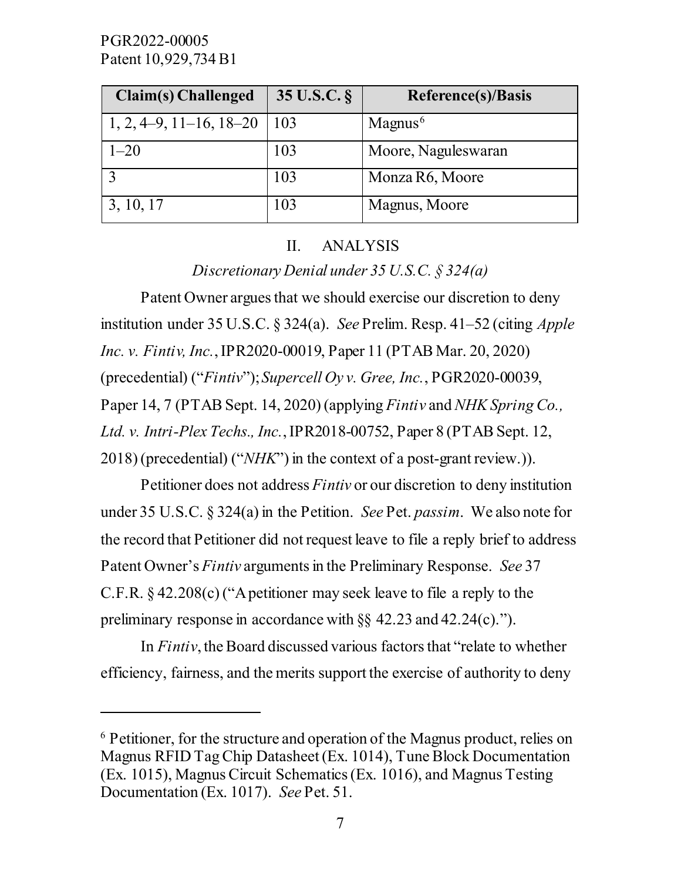| Claim(s) Challenged | 35 U.S.C. § | Reference(s)/Basis |
|---|---|---|
| 1, 2, 4–9, 11–16, 18–20 | 103 | Magnus[6] |
| 1–20 | 103 | Moore, Naguleswaran |
| 3 | 103 | Monza R6, Moore |
| 3, 10, 17 | 103 | Magnus, Moore |

## II. ANALYSIS

### *Discretionary Denial under 35 U.S.C. § 324(a)*

Patent Owner argues that we should exercise our discretion to deny institution under 35 U.S.C. § 324(a). *See* Prelim. Resp. 41–52 (citing *Apple Inc. v. Fintiv, Inc.*, IPR2020-00019, Paper 11 (PTAB Mar. 20, 2020) (precedential) ("*Fintiv*"); *Supercell Oy v. Gree, Inc.*, PGR2020-00039, Paper 14, 7 (PTAB Sept. 14, 2020) (applying *Fintiv* and *NHK Spring Co., Ltd. v. Intri-Plex Techs., Inc.*, IPR2018-00752, Paper 8 (PTAB Sept. 12, 2018) (precedential) ("*NHK*") in the context of a post-grant review.)).

Petitioner does not address *Fintiv* or our discretion to deny institution under 35 U.S.C. § 324(a) in the Petition. *See* Pet. *passim*. We also note for the record that Petitioner did not request leave to file a reply brief to address Patent Owner's *Fintiv* arguments in the Preliminary Response. *See* 37 C.F.R. § 42.208(c) ("A petitioner may seek leave to file a reply to the preliminary response in accordance with §§ 42.23 and 42.24(c).").

In *Fintiv*, the Board discussed various factors that "relate to whether efficiency, fairness, and the merits support the exercise of authority to deny

---

[6] Petitioner, for the structure and operation of the Magnus product, relies on Magnus RFID Tag Chip Datasheet (Ex. 1014), Tune Block Documentation (Ex. 1015), Magnus Circuit Schematics (Ex. 1016), and Magnus Testing Documentation (Ex. 1017). *See* Pet. 51.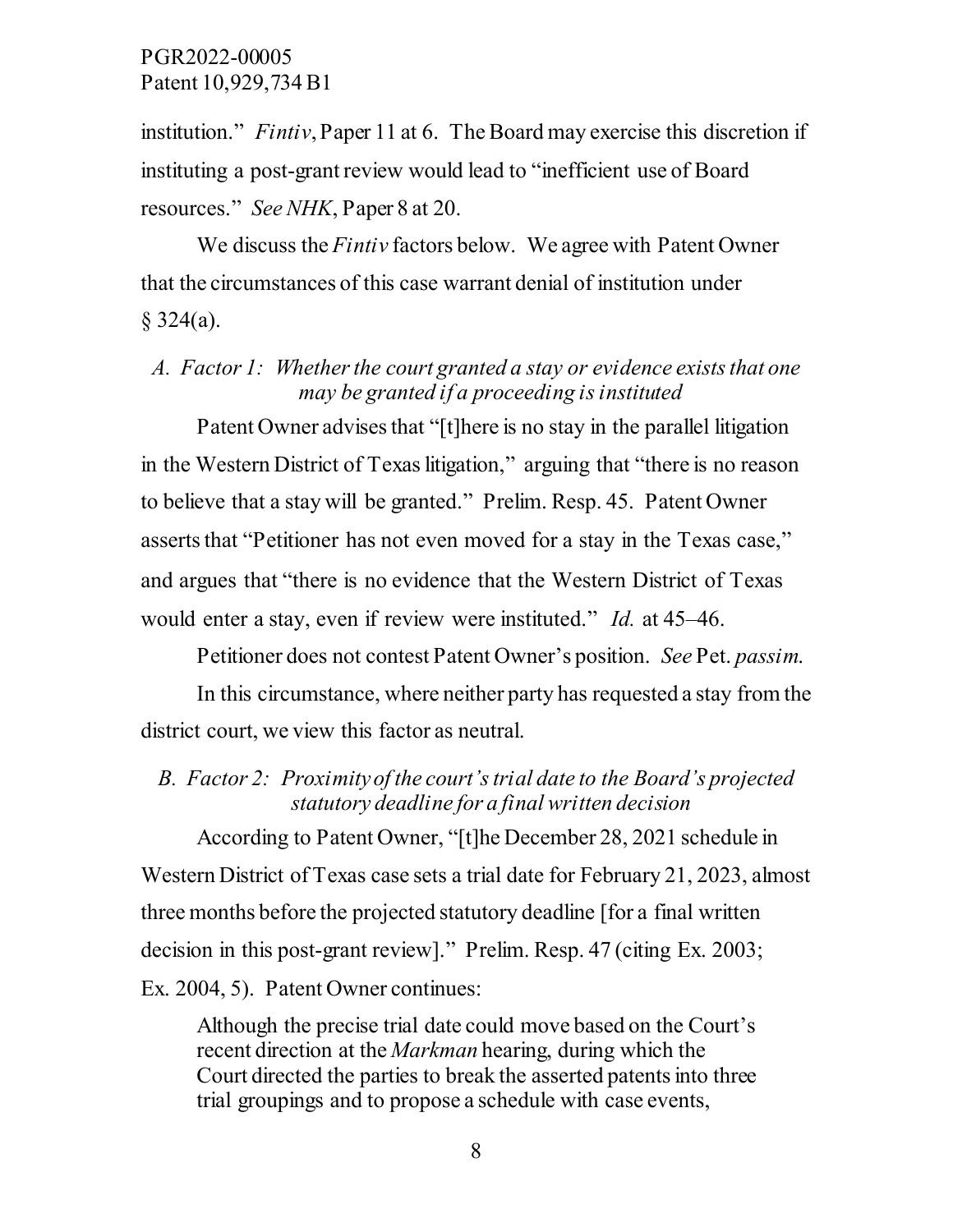institution." *Fintiv*, Paper 11 at 6. The Board may exercise this discretion if instituting a post-grant review would lead to "inefficient use of Board resources." *See NHK*, Paper 8 at 20.

We discuss the *Fintiv* factors below. We agree with Patent Owner that the circumstances of this case warrant denial of institution under § 324(a).

### *A. Factor 1: Whether the court granted a stay or evidence exists that one may be granted if a proceeding is instituted*

Patent Owner advises that "[t]here is no stay in the parallel litigation in the Western District of Texas litigation," arguing that "there is no reason to believe that a stay will be granted." Prelim. Resp. 45. Patent Owner asserts that "Petitioner has not even moved for a stay in the Texas case," and argues that "there is no evidence that the Western District of Texas would enter a stay, even if review were instituted." *Id.* at 45–46.

Petitioner does not contest Patent Owner's position. *See* Pet. *passim.*

In this circumstance, where neither party has requested a stay from the district court, we view this factor as neutral.

### *B. Factor 2: Proximity of the court's trial date to the Board's projected statutory deadline for a final written decision*

According to Patent Owner, "[t]he December 28, 2021 schedule in Western District of Texas case sets a trial date for February 21, 2023, almost three months before the projected statutory deadline [for a final written decision in this post-grant review]." Prelim. Resp. 47 (citing Ex. 2003; Ex. 2004, 5). Patent Owner continues:

> Although the precise trial date could move based on the Court's recent direction at the *Markman* hearing, during which the Court directed the parties to break the asserted patents into three trial groupings and to propose a schedule with case events,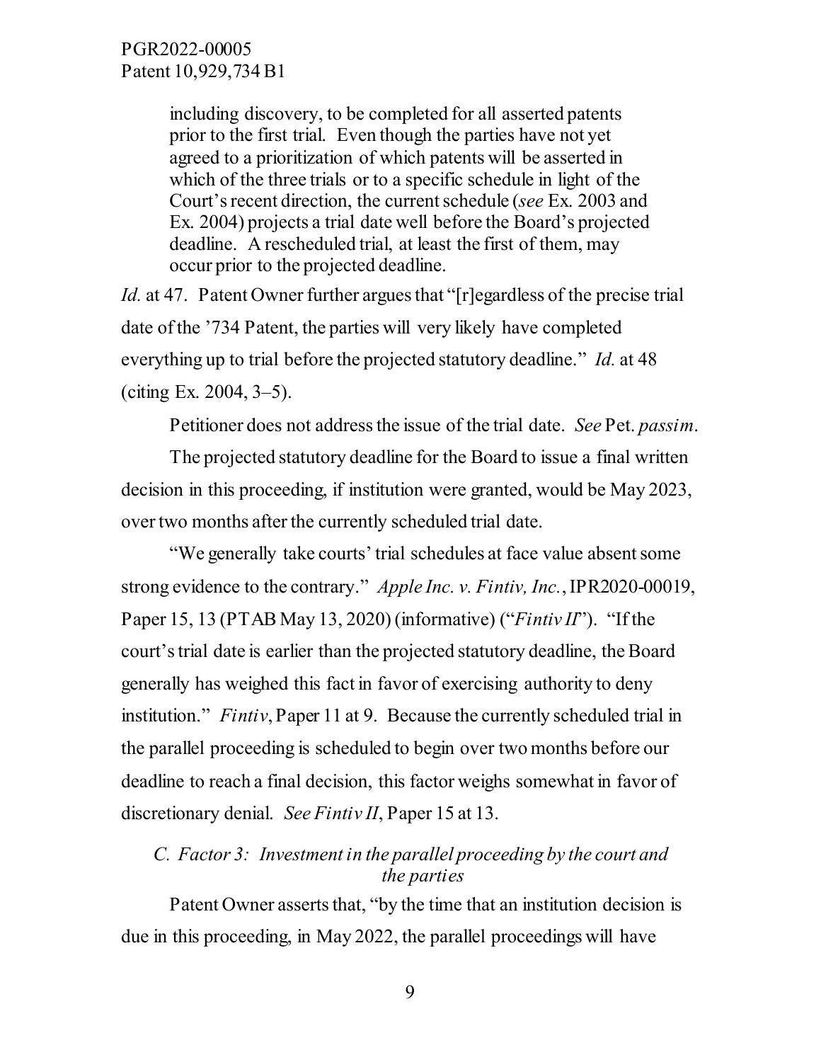> including discovery, to be completed for all asserted patents prior to the first trial. Even though the parties have not yet agreed to a prioritization of which patents will be asserted in which of the three trials or to a specific schedule in light of the Court's recent direction, the current schedule (*see* Ex. 2003 and Ex. 2004) projects a trial date well before the Board's projected deadline. A rescheduled trial, at least the first of them, may occur prior to the projected deadline.

*Id.* at 47. Patent Owner further argues that "[r]egardless of the precise trial date of the '734 Patent, the parties will very likely have completed everything up to trial before the projected statutory deadline." *Id.* at 48 (citing Ex. 2004, 3–5).

Petitioner does not address the issue of the trial date. *See* Pet. *passim*.

The projected statutory deadline for the Board to issue a final written decision in this proceeding, if institution were granted, would be May 2023, over two months after the currently scheduled trial date.

"We generally take courts' trial schedules at face value absent some strong evidence to the contrary." *Apple Inc. v. Fintiv, Inc.*, IPR2020-00019, Paper 15, 13 (PTAB May 13, 2020) (informative) ("*Fintiv II*"). "If the court's trial date is earlier than the projected statutory deadline, the Board generally has weighed this fact in favor of exercising authority to deny institution." *Fintiv*, Paper 11 at 9. Because the currently scheduled trial in the parallel proceeding is scheduled to begin over two months before our deadline to reach a final decision, this factor weighs somewhat in favor of discretionary denial. *See Fintiv II*, Paper 15 at 13.

### *C. Factor 3: Investment in the parallel proceeding by the court and the parties*

Patent Owner asserts that, "by the time that an institution decision is due in this proceeding, in May 2022, the parallel proceedings will have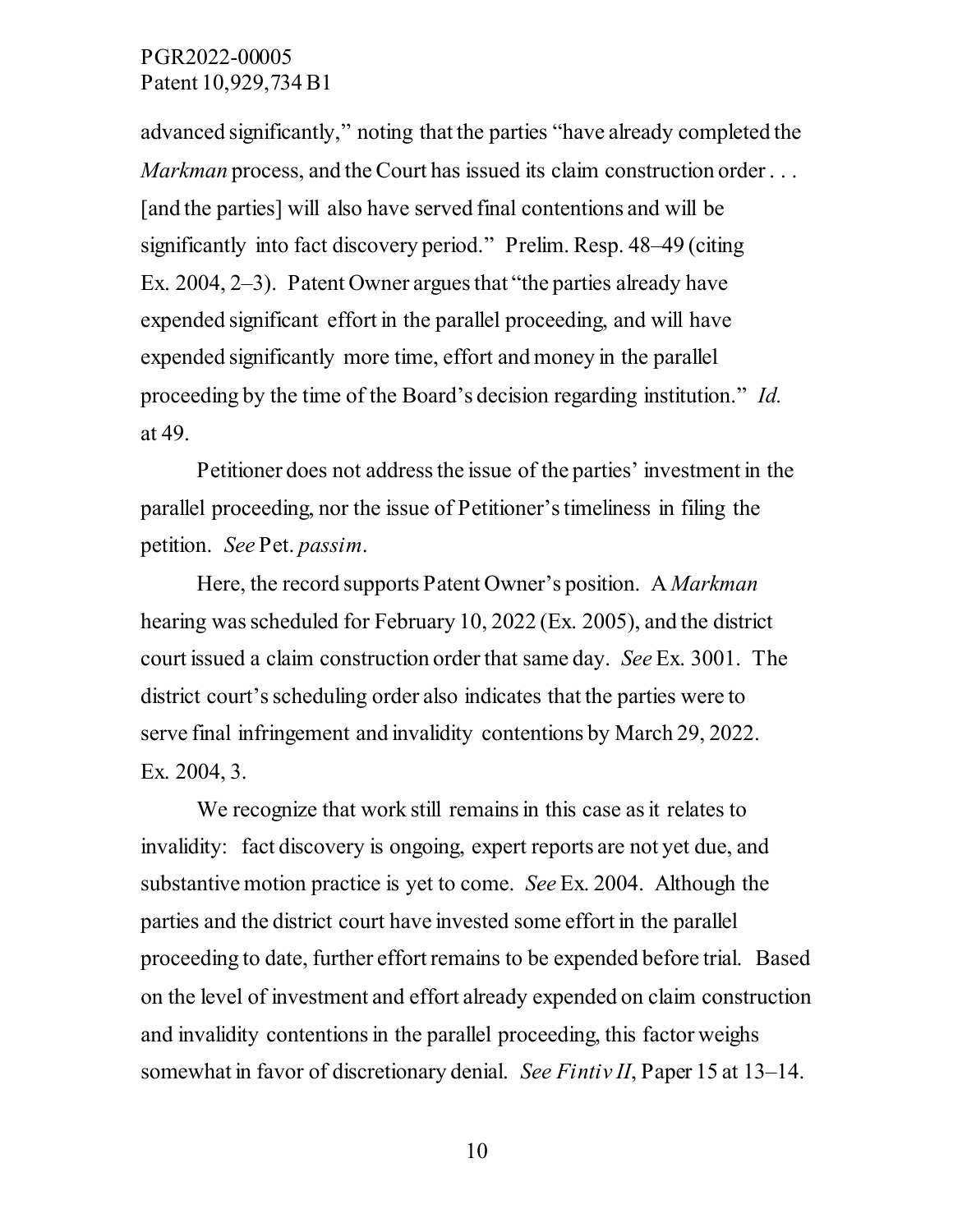advanced significantly," noting that the parties "have already completed the *Markman* process, and the Court has issued its claim construction order . . . [and the parties] will also have served final contentions and will be significantly into fact discovery period." Prelim. Resp. 48–49 (citing Ex. 2004, 2–3). Patent Owner argues that "the parties already have expended significant effort in the parallel proceeding, and will have expended significantly more time, effort and money in the parallel proceeding by the time of the Board's decision regarding institution." *Id.* at 49.

Petitioner does not address the issue of the parties' investment in the parallel proceeding, nor the issue of Petitioner's timeliness in filing the petition. *See* Pet. *passim*.

Here, the record supports Patent Owner's position. A *Markman* hearing was scheduled for February 10, 2022 (Ex. 2005), and the district court issued a claim construction order that same day. *See* Ex. 3001. The district court's scheduling order also indicates that the parties were to serve final infringement and invalidity contentions by March 29, 2022. Ex. 2004, 3.

We recognize that work still remains in this case as it relates to invalidity: fact discovery is ongoing, expert reports are not yet due, and substantive motion practice is yet to come. *See* Ex. 2004. Although the parties and the district court have invested some effort in the parallel proceeding to date, further effort remains to be expended before trial. Based on the level of investment and effort already expended on claim construction and invalidity contentions in the parallel proceeding, this factor weighs somewhat in favor of discretionary denial. *See Fintiv II*, Paper 15 at 13–14.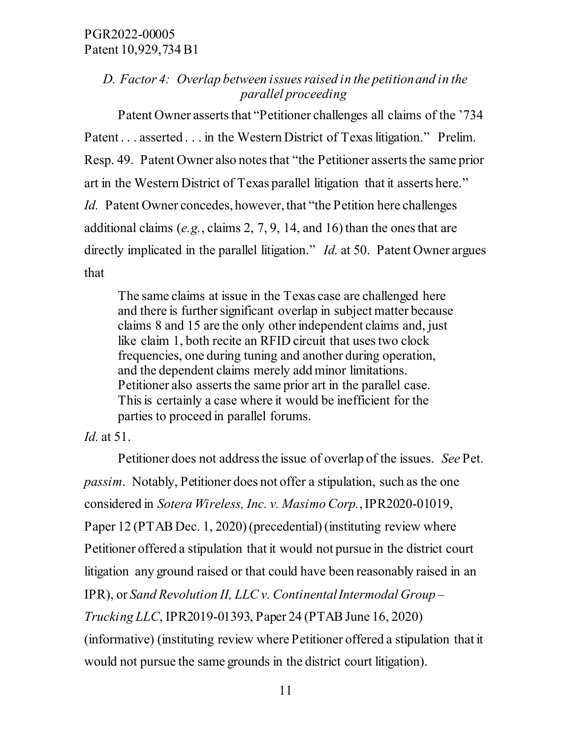### *D. Factor 4: Overlap between issues raised in the petition and in the parallel proceeding*

Patent Owner asserts that "Petitioner challenges all claims of the '734 Patent . . . asserted . . . in the Western District of Texas litigation." Prelim. Resp. 49. Patent Owner also notes that "the Petitioner asserts the same prior art in the Western District of Texas parallel litigation that it asserts here." *Id.* Patent Owner concedes, however, that "the Petition here challenges additional claims (*e.g.*, claims 2, 7, 9, 14, and 16) than the ones that are directly implicated in the parallel litigation." *Id.* at 50. Patent Owner argues that

> The same claims at issue in the Texas case are challenged here and there is further significant overlap in subject matter because claims 8 and 15 are the only other independent claims and, just like claim 1, both recite an RFID circuit that uses two clock frequencies, one during tuning and another during operation, and the dependent claims merely add minor limitations. Petitioner also asserts the same prior art in the parallel case. This is certainly a case where it would be inefficient for the parties to proceed in parallel forums.

*Id.* at 51.

Petitioner does not address the issue of overlap of the issues. *See* Pet. *passim*. Notably, Petitioner does not offer a stipulation, such as the one considered in *Sotera Wireless, Inc. v. Masimo Corp.*, IPR2020-01019, Paper 12 (PTAB Dec. 1, 2020) (precedential) (instituting review where Petitioner offered a stipulation that it would not pursue in the district court litigation any ground raised or that could have been reasonably raised in an IPR), or *Sand Revolution II, LLC v. Continental Intermodal Group – Trucking LLC*, IPR2019-01393, Paper 24 (PTAB June 16, 2020) (informative) (instituting review where Petitioner offered a stipulation that it would not pursue the same grounds in the district court litigation).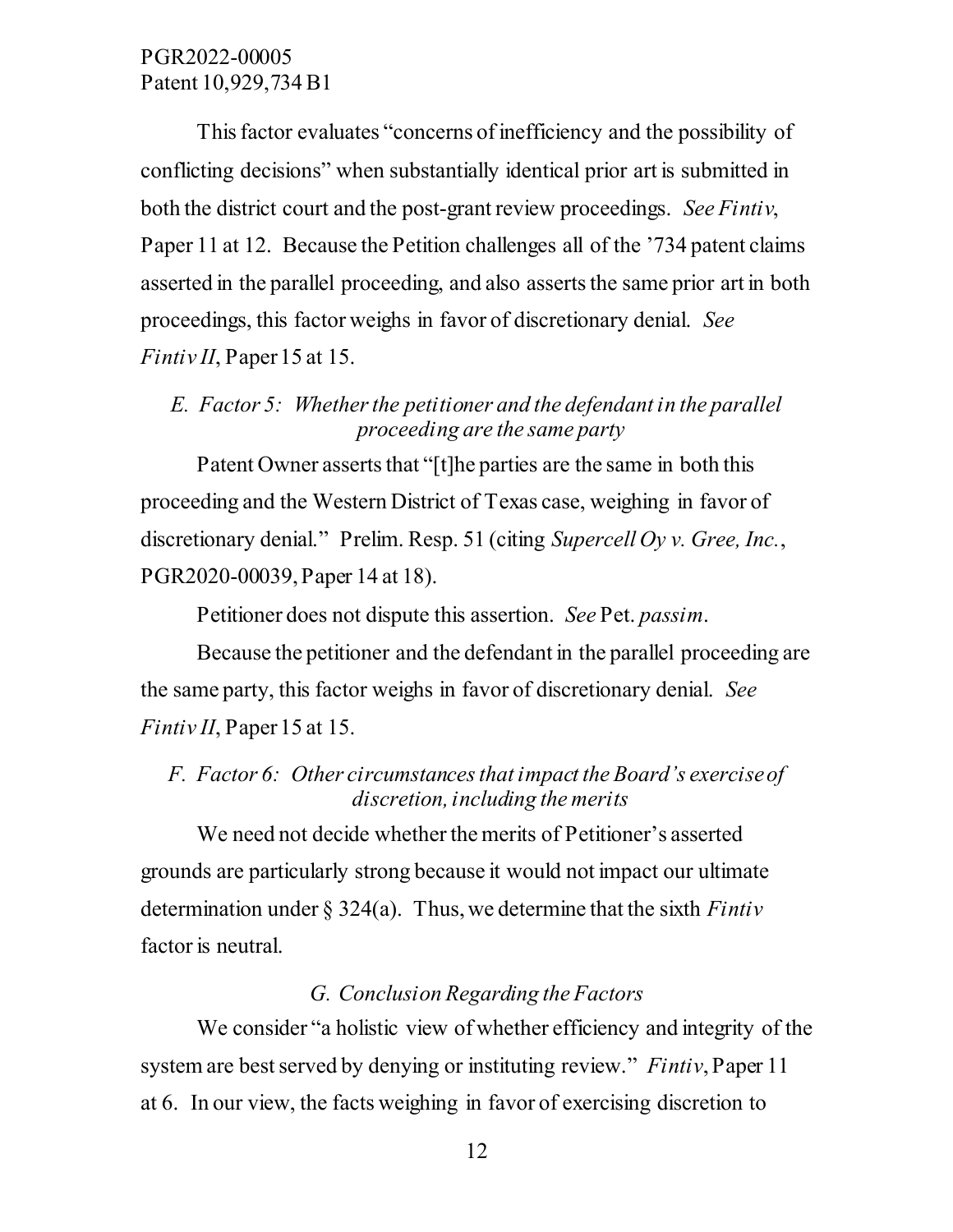This factor evaluates "concerns of inefficiency and the possibility of conflicting decisions" when substantially identical prior art is submitted in both the district court and the post-grant review proceedings. *See Fintiv*, Paper 11 at 12. Because the Petition challenges all of the '734 patent claims asserted in the parallel proceeding, and also asserts the same prior art in both proceedings, this factor weighs in favor of discretionary denial. *See Fintiv II*, Paper 15 at 15.

### *E. Factor 5: Whether the petitioner and the defendant in the parallel proceeding are the same party*

Patent Owner asserts that "[t]he parties are the same in both this proceeding and the Western District of Texas case, weighing in favor of discretionary denial." Prelim. Resp. 51 (citing *Supercell Oy v. Gree, Inc.*, PGR2020-00039, Paper 14 at 18).

Petitioner does not dispute this assertion. *See* Pet. *passim*.

Because the petitioner and the defendant in the parallel proceeding are the same party, this factor weighs in favor of discretionary denial. *See Fintiv II*, Paper 15 at 15.

### *F. Factor 6: Other circumstances that impact the Board's exercise of discretion, including the merits*

We need not decide whether the merits of Petitioner's asserted grounds are particularly strong because it would not impact our ultimate determination under § 324(a). Thus, we determine that the sixth *Fintiv* factor is neutral.

### *G. Conclusion Regarding the Factors*

We consider "a holistic view of whether efficiency and integrity of the system are best served by denying or instituting review." *Fintiv*, Paper 11 at 6. In our view, the facts weighing in favor of exercising discretion to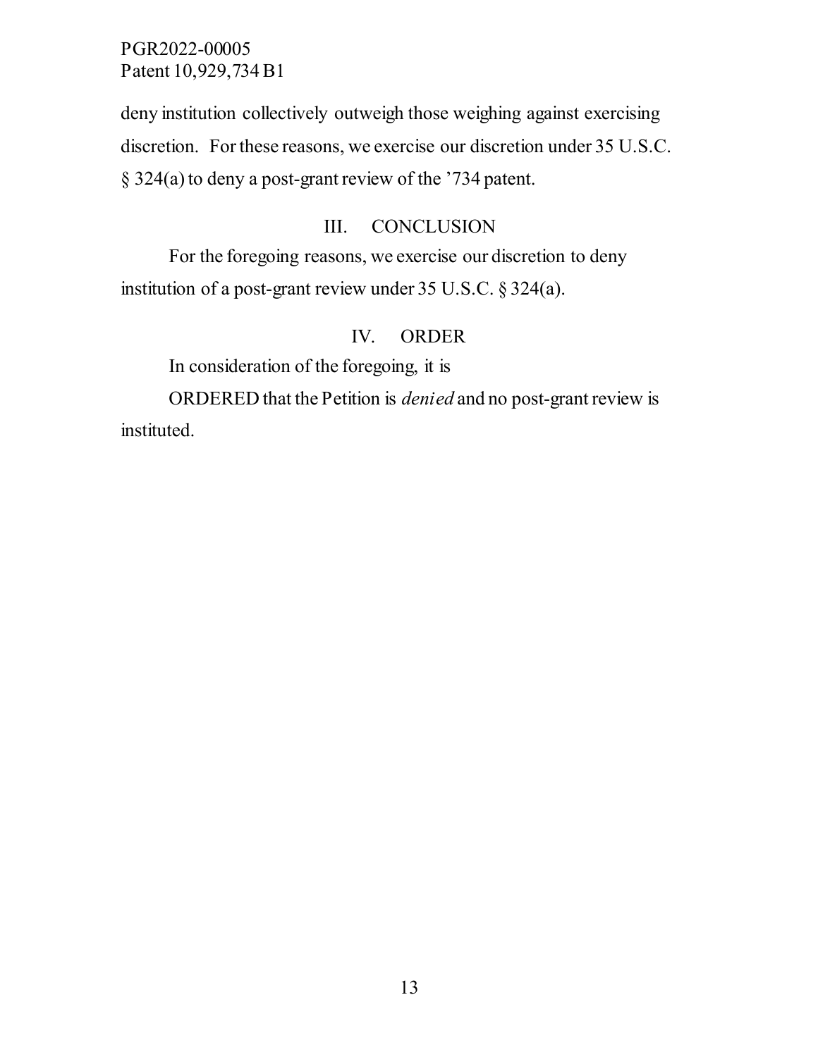deny institution collectively outweigh those weighing against exercising discretion. For these reasons, we exercise our discretion under 35 U.S.C. § 324(a) to deny a post-grant review of the ’734 patent.

## III. CONCLUSION

For the foregoing reasons, we exercise our discretion to deny institution of a post-grant review under 35 U.S.C. § 324(a).

## IV. ORDER

In consideration of the foregoing, it is

ORDERED that the Petition is *denied* and no post-grant review is instituted.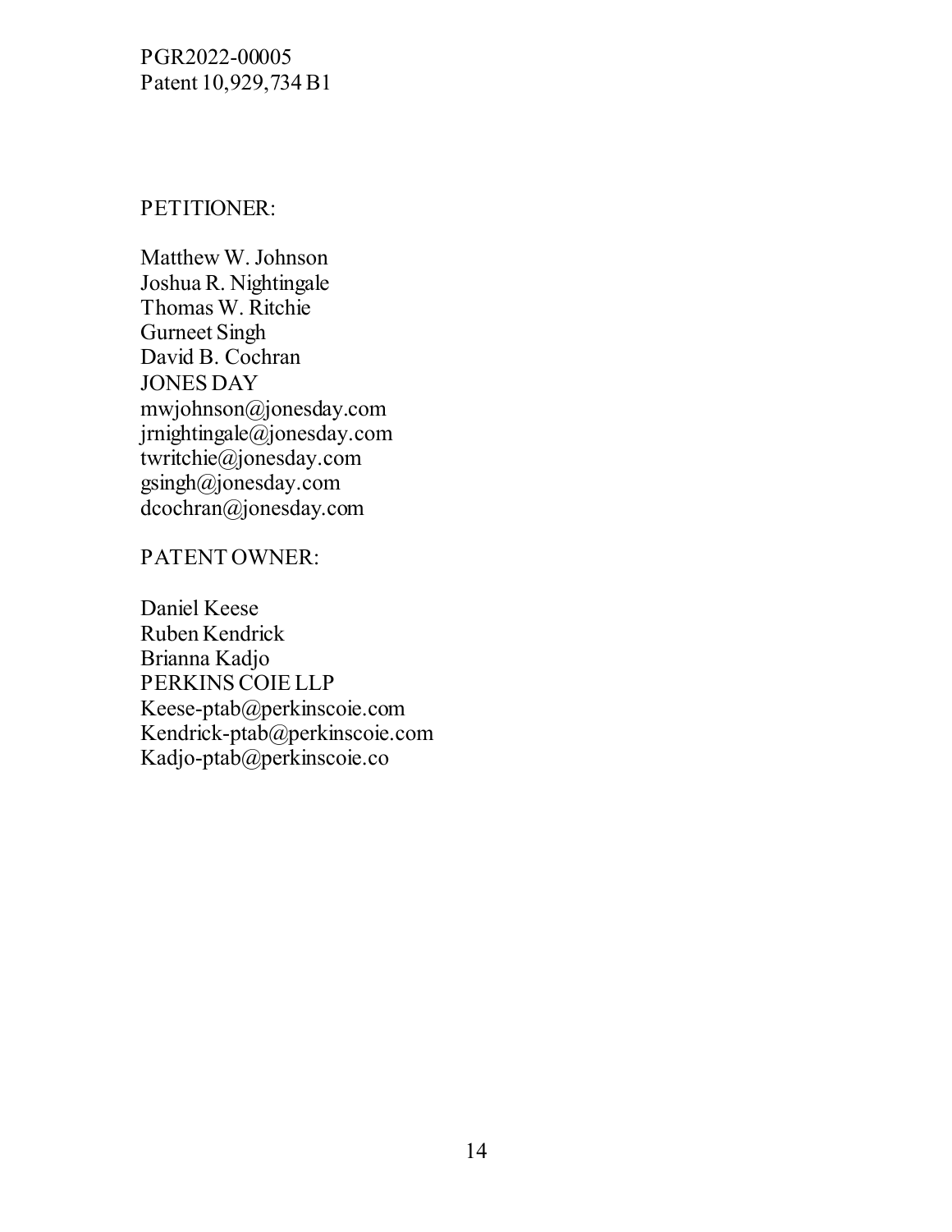PETITIONER:

Matthew W. Johnson
Joshua R. Nightingale
Thomas W. Ritchie
Gurneet Singh
David B. Cochran
JONES DAY
mwjohnson@jonesday.com
jrnightingale@jonesday.com
twritchie@jonesday.com
gsingh@jonesday.com
dcochran@jonesday.com

PATENT OWNER:

Daniel Keese
Ruben Kendrick
Brianna Kadjo
PERKINS COIE LLP
Keese-ptab@perkinscoie.com
Kendrick-ptab@perkinscoie.com
Kadjo-ptab@perkinscoie.co